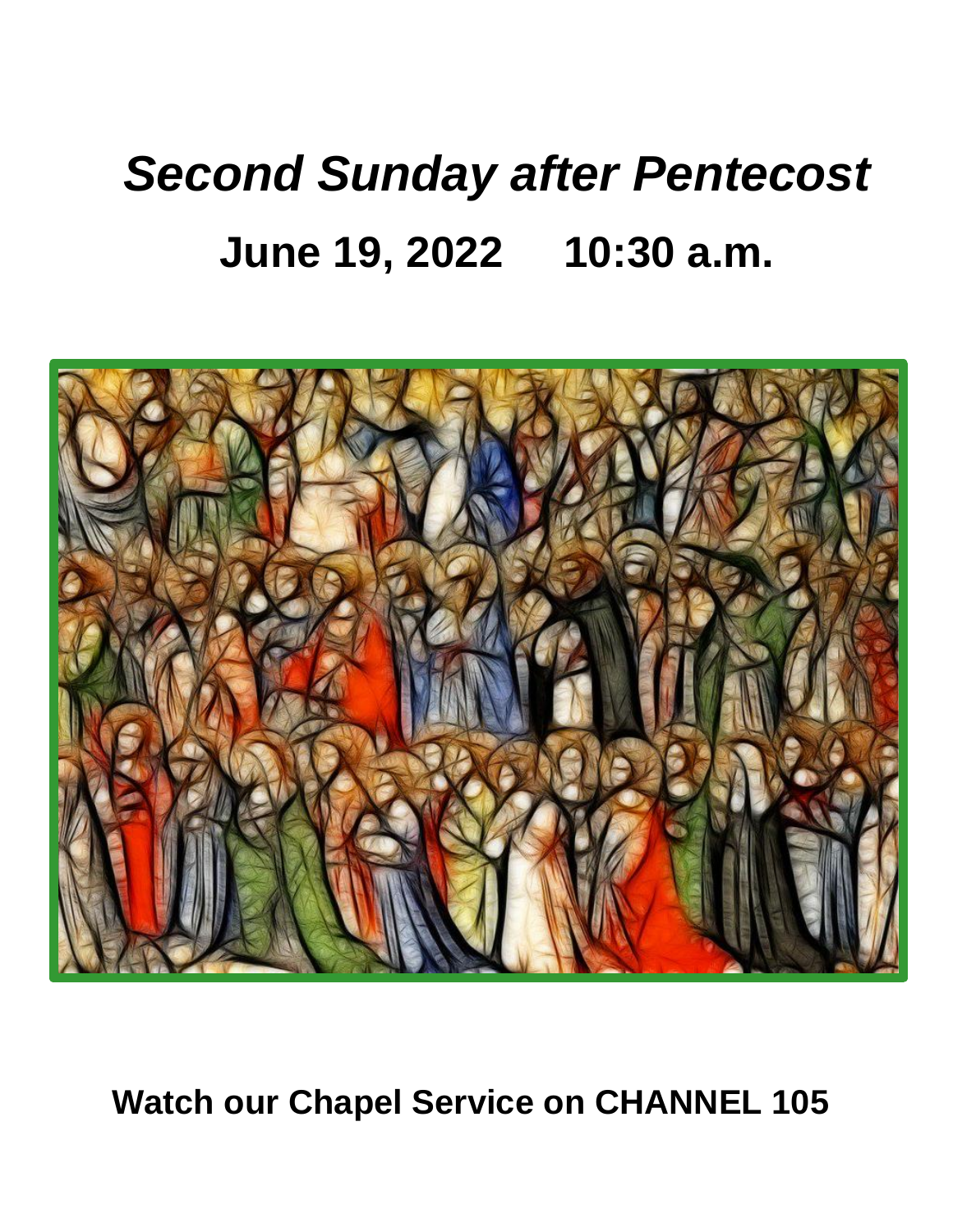# *Second Sunday after Pentecost*

## June 19, 2022     10:30 a.m.

**Watch our Chapel Service on CHANNEL 105**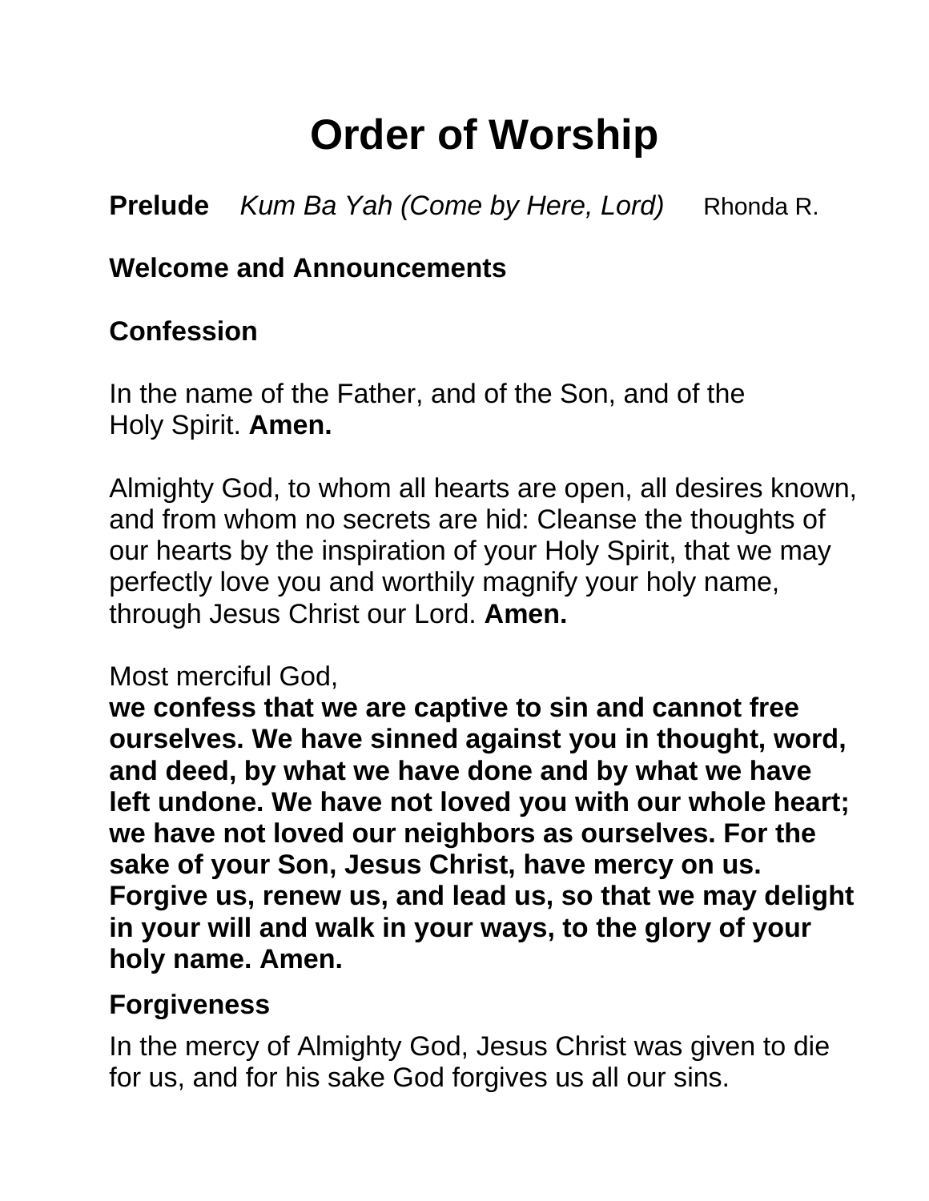# Order of Worship

**Prelude** *Kum Ba Yah (Come by Here, Lord)* Rhonda R.

**Welcome and Announcements**

**Confession**

In the name of the Father, and of the Son, and of the Holy Spirit. **Amen.**

Almighty God, to whom all hearts are open, all desires known, and from whom no secrets are hid: Cleanse the thoughts of our hearts by the inspiration of your Holy Spirit, that we may perfectly love you and worthily magnify your holy name, through Jesus Christ our Lord. **Amen.**

Most merciful God,
**we confess that we are captive to sin and cannot free ourselves. We have sinned against you in thought, word, and deed, by what we have done and by what we have left undone. We have not loved you with our whole heart; we have not loved our neighbors as ourselves. For the sake of your Son, Jesus Christ, have mercy on us. Forgive us, renew us, and lead us, so that we may delight in your will and walk in your ways, to the glory of your holy name. Amen.**

**Forgiveness**

In the mercy of Almighty God, Jesus Christ was given to die for us, and for his sake God forgives us all our sins.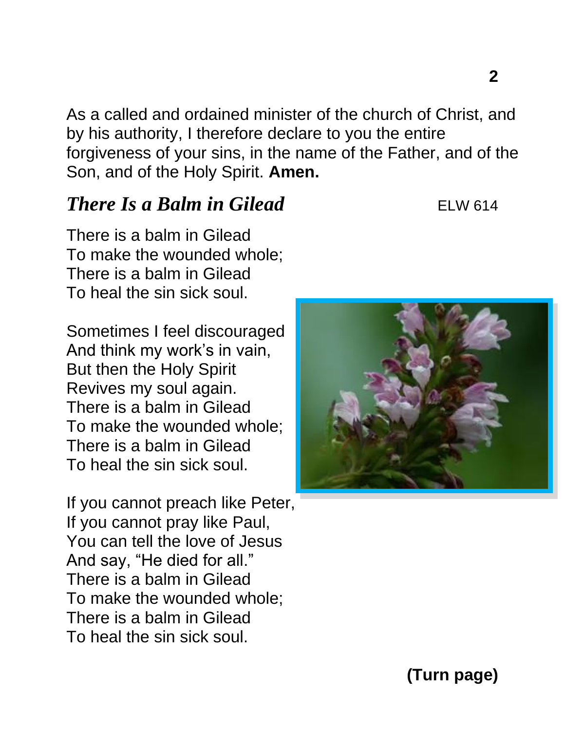As a called and ordained minister of the church of Christ, and by his authority, I therefore declare to you the entire forgiveness of your sins, in the name of the Father, and of the Son, and of the Holy Spirit. **Amen.**

## *There Is a Balm in Gilead*

ELW 614

There is a balm in Gilead
To make the wounded whole;
There is a balm in Gilead
To heal the sin sick soul.

Sometimes I feel discouraged
And think my work's in vain,
But then the Holy Spirit
Revives my soul again.
There is a balm in Gilead
To make the wounded whole;
There is a balm in Gilead
To heal the sin sick soul.

If you cannot preach like Peter,
If you cannot pray like Paul,
You can tell the love of Jesus
And say, "He died for all."
There is a balm in Gilead
To make the wounded whole;
There is a balm in Gilead
To heal the sin sick soul.

**(Turn page)**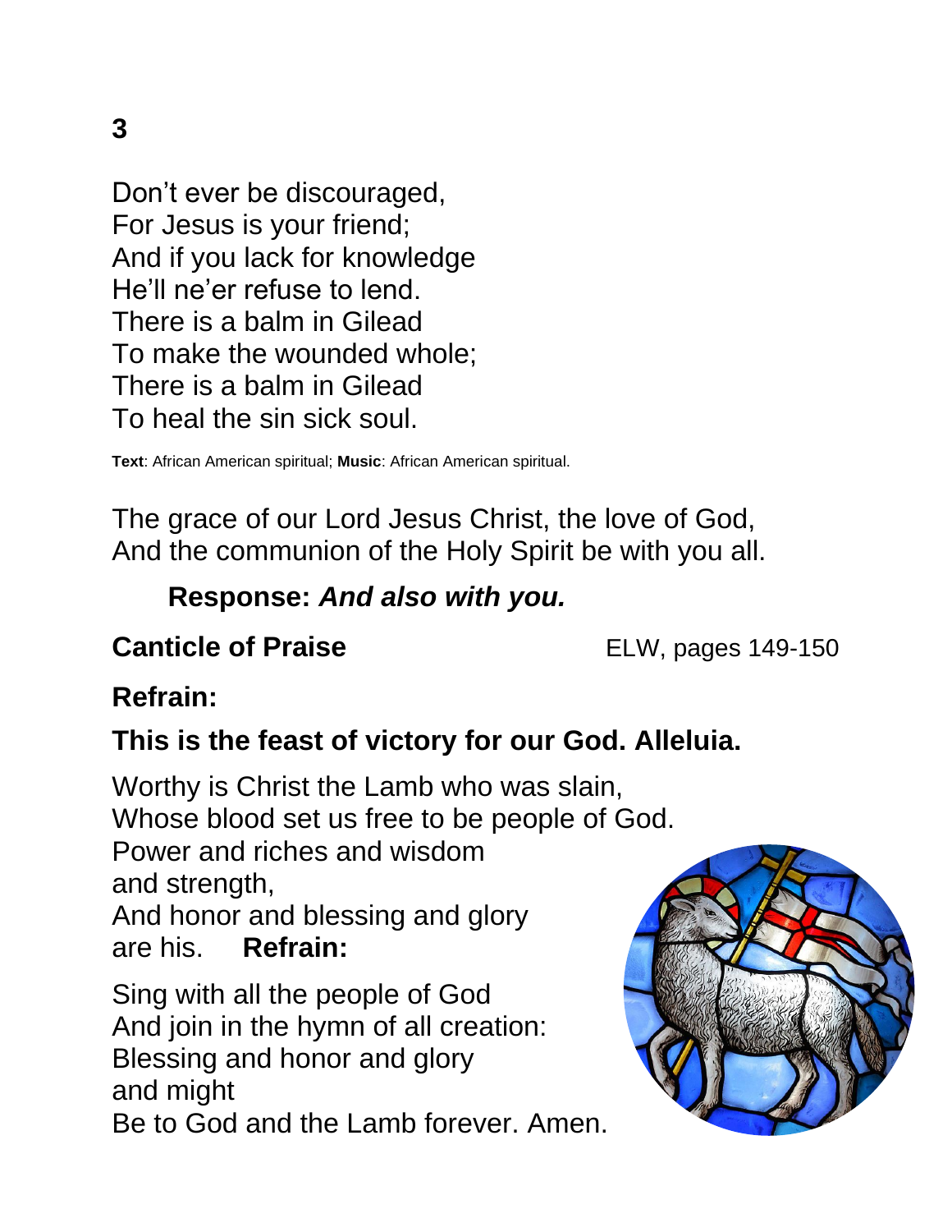**3**

Don't ever be discouraged,
For Jesus is your friend;
And if you lack for knowledge
He'll ne'er refuse to lend.
There is a balm in Gilead
To make the wounded whole;
There is a balm in Gilead
To heal the sin sick soul.

**Text**: African American spiritual; **Music**: African American spiritual.

The grace of our Lord Jesus Christ, the love of God,
And the communion of the Holy Spirit be with you all.

**Response:** ***And also with you.***

**Canticle of Praise** ELW, pages 149-150

**Refrain:**

**This is the feast of victory for our God. Alleluia.**

Worthy is Christ the Lamb who was slain,
Whose blood set us free to be people of God.
Power and riches and wisdom
and strength,
And honor and blessing and glory
are his. **Refrain:**

Sing with all the people of God
And join in the hymn of all creation:
Blessing and honor and glory
and might
Be to God and the Lamb forever. Amen.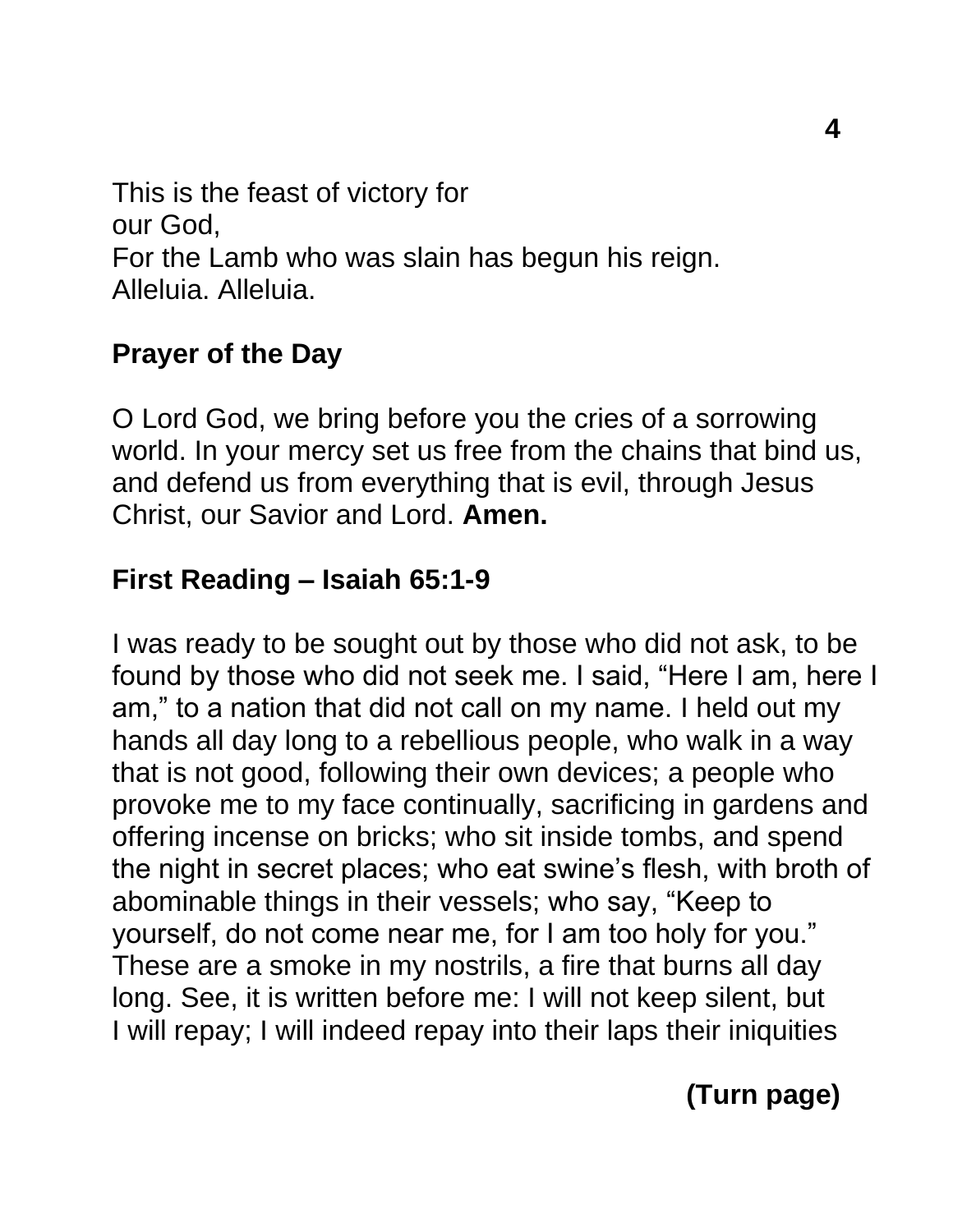This is the feast of victory for
our God,
For the Lamb who was slain has begun his reign.
Alleluia. Alleluia.

**Prayer of the Day**

O Lord God, we bring before you the cries of a sorrowing world. In your mercy set us free from the chains that bind us, and defend us from everything that is evil, through Jesus Christ, our Savior and Lord. **Amen.**

**First Reading – Isaiah 65:1-9**

I was ready to be sought out by those who did not ask, to be found by those who did not seek me. I said, “Here I am, here I am,” to a nation that did not call on my name. I held out my hands all day long to a rebellious people, who walk in a way that is not good, following their own devices; a people who provoke me to my face continually, sacrificing in gardens and offering incense on bricks; who sit inside tombs, and spend the night in secret places; who eat swine’s flesh, with broth of abominable things in their vessels; who say, “Keep to yourself, do not come near me, for I am too holy for you.” These are a smoke in my nostrils, a fire that burns all day long. See, it is written before me: I will not keep silent, but I will repay; I will indeed repay into their laps their iniquities

**(Turn page)**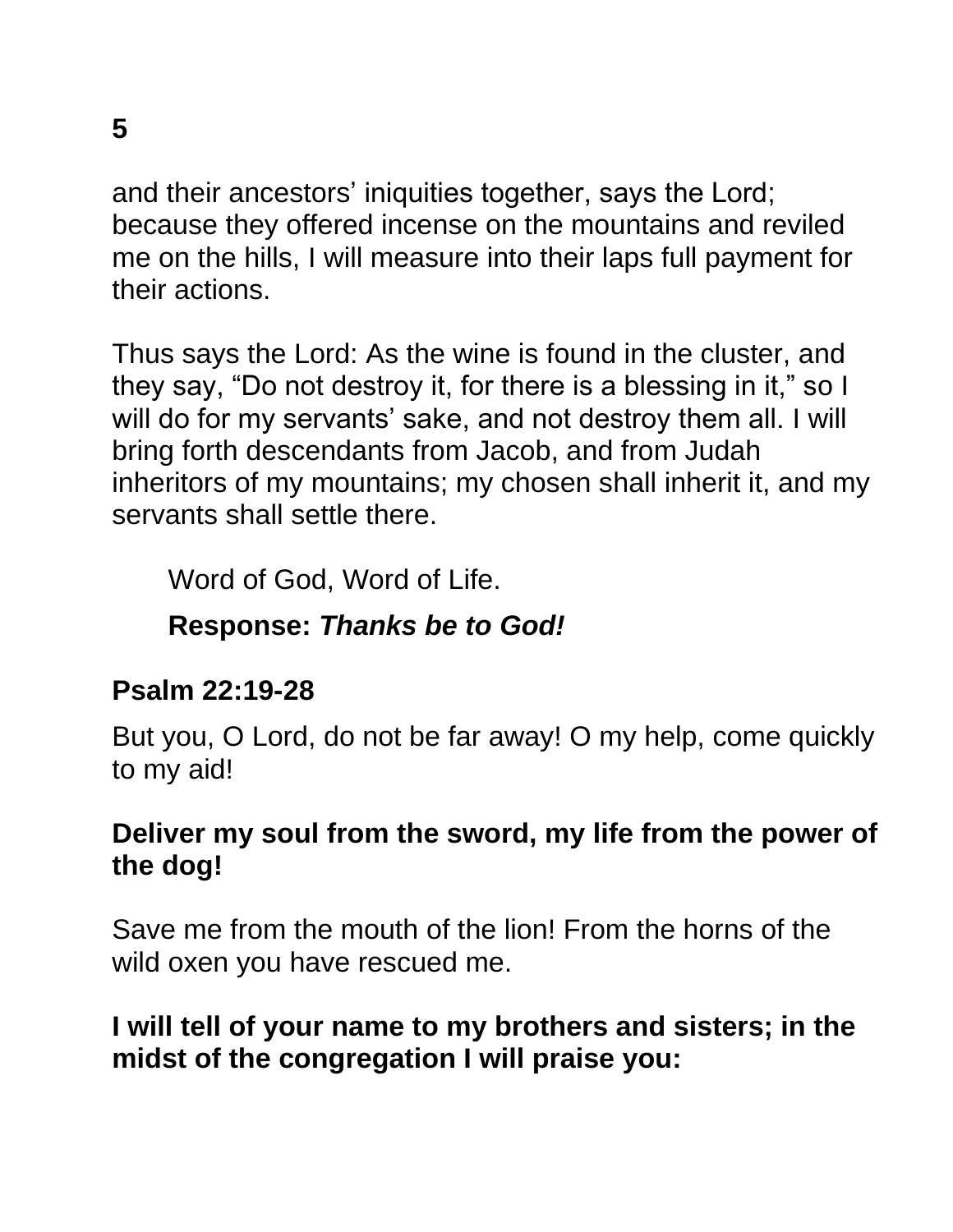and their ancestors’ iniquities together, says the Lord; because they offered incense on the mountains and reviled me on the hills, I will measure into their laps full payment for their actions.

Thus says the Lord: As the wine is found in the cluster, and they say, “Do not destroy it, for there is a blessing in it,” so I will do for my servants’ sake, and not destroy them all. I will bring forth descendants from Jacob, and from Judah inheritors of my mountains; my chosen shall inherit it, and my servants shall settle there.

Word of God, Word of Life.

**Response:** ***Thanks be to God!***

## Psalm 22:19-28

But you, O Lord, do not be far away! O my help, come quickly to my aid!

**Deliver my soul from the sword, my life from the power of the dog!**

Save me from the mouth of the lion! From the horns of the wild oxen you have rescued me.

**I will tell of your name to my brothers and sisters; in the midst of the congregation I will praise you:**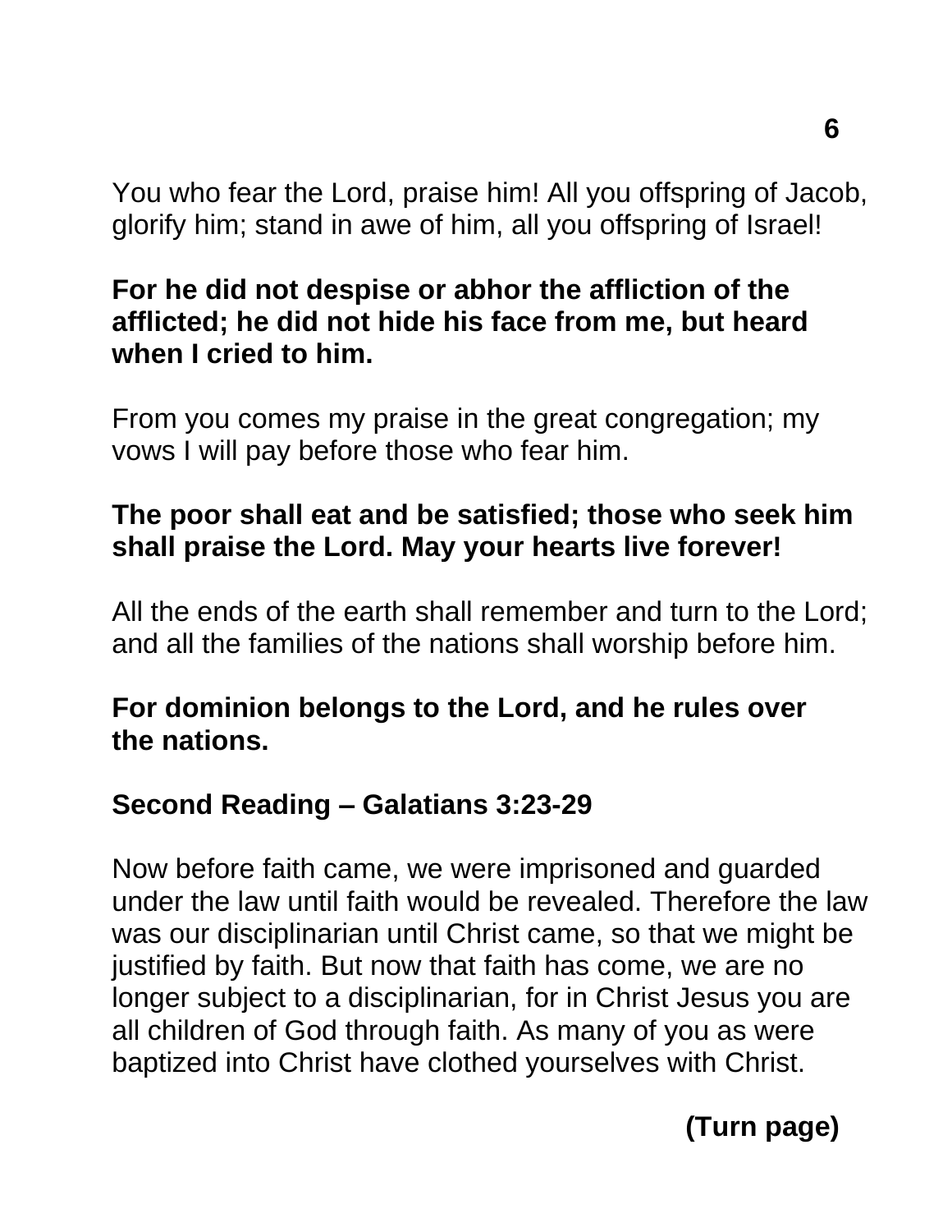You who fear the Lord, praise him! All you offspring of Jacob, glorify him; stand in awe of him, all you offspring of Israel!

**For he did not despise or abhor the affliction of the afflicted; he did not hide his face from me, but heard when I cried to him.**

From you comes my praise in the great congregation; my vows I will pay before those who fear him.

**The poor shall eat and be satisfied; those who seek him shall praise the Lord. May your hearts live forever!**

All the ends of the earth shall remember and turn to the Lord; and all the families of the nations shall worship before him.

**For dominion belongs to the Lord, and he rules over the nations.**

**Second Reading – Galatians 3:23-29**

Now before faith came, we were imprisoned and guarded under the law until faith would be revealed. Therefore the law was our disciplinarian until Christ came, so that we might be justified by faith. But now that faith has come, we are no longer subject to a disciplinarian, for in Christ Jesus you are all children of God through faith. As many of you as were baptized into Christ have clothed yourselves with Christ.

**(Turn page)**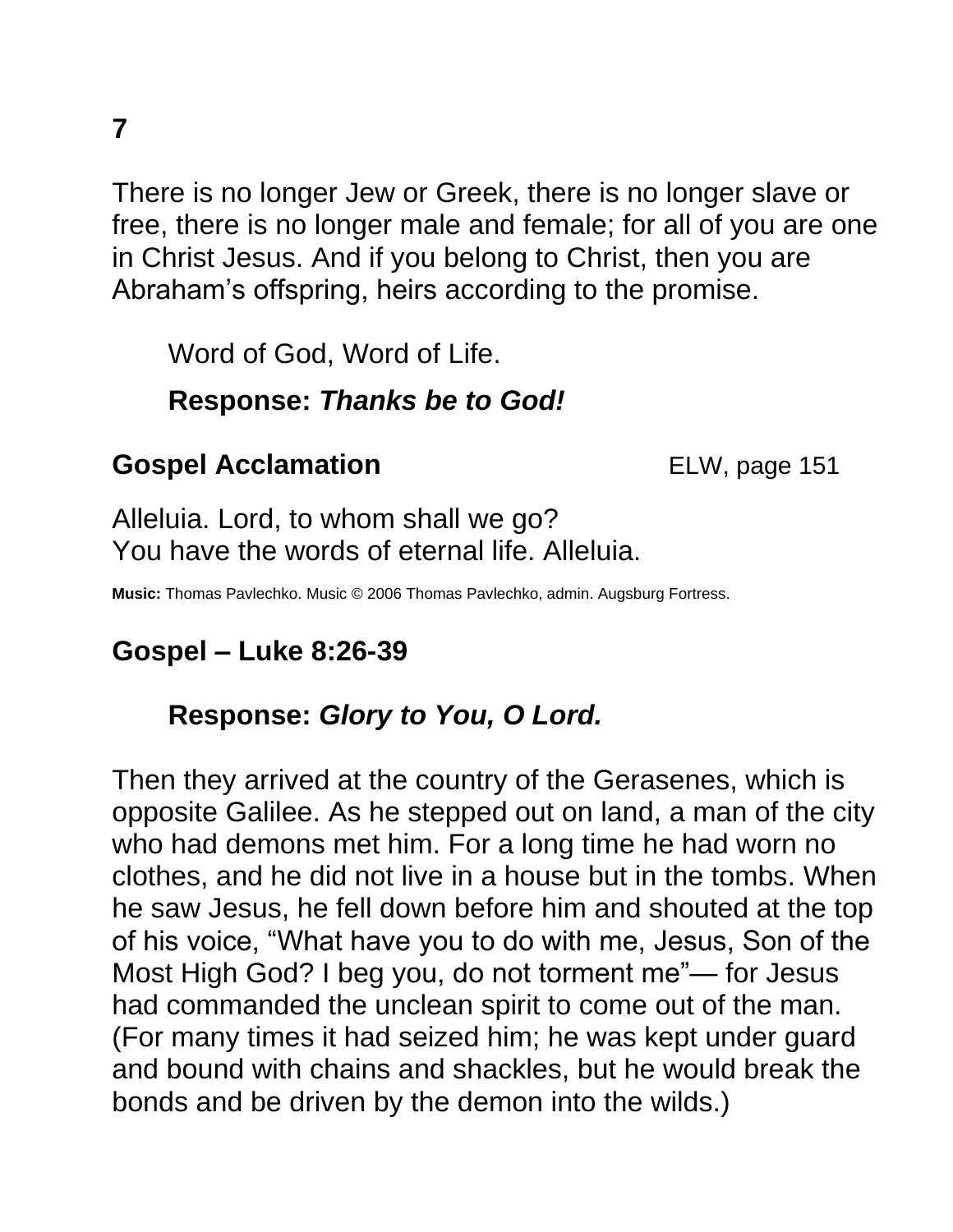There is no longer Jew or Greek, there is no longer slave or free, there is no longer male and female; for all of you are one in Christ Jesus. And if you belong to Christ, then you are Abraham's offspring, heirs according to the promise.

Word of God, Word of Life.

**Response:** ***Thanks be to God!***

## Gospel Acclamation

ELW, page 151

Alleluia. Lord, to whom shall we go?
You have the words of eternal life. Alleluia.

**Music:** Thomas Pavlechko. Music © 2006 Thomas Pavlechko, admin. Augsburg Fortress.

## Gospel – Luke 8:26-39

**Response:** ***Glory to You, O Lord.***

Then they arrived at the country of the Gerasenes, which is opposite Galilee. As he stepped out on land, a man of the city who had demons met him. For a long time he had worn no clothes, and he did not live in a house but in the tombs. When he saw Jesus, he fell down before him and shouted at the top of his voice, "What have you to do with me, Jesus, Son of the Most High God? I beg you, do not torment me"— for Jesus had commanded the unclean spirit to come out of the man. (For many times it had seized him; he was kept under guard and bound with chains and shackles, but he would break the bonds and be driven by the demon into the wilds.)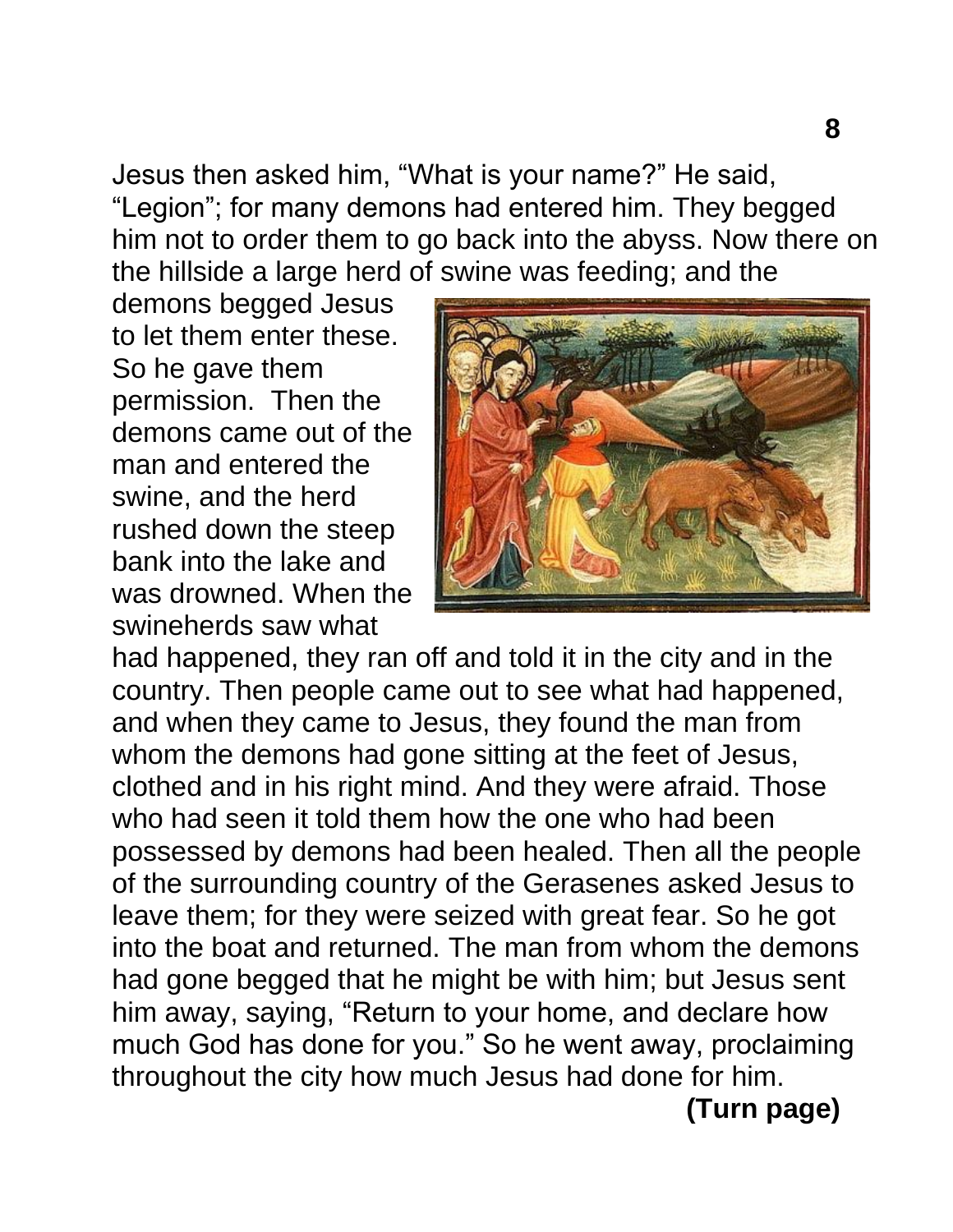Jesus then asked him, “What is your name?” He said, “Legion”; for many demons had entered him. They begged him not to order them to go back into the abyss. Now there on the hillside a large herd of swine was feeding; and the demons begged Jesus to let them enter these. So he gave them permission. Then the demons came out of the man and entered the swine, and the herd rushed down the steep bank into the lake and was drowned. When the swineherds saw what had happened, they ran off and told it in the city and in the country. Then people came out to see what had happened, and when they came to Jesus, they found the man from whom the demons had gone sitting at the feet of Jesus, clothed and in his right mind. And they were afraid. Those who had seen it told them how the one who had been possessed by demons had been healed. Then all the people of the surrounding country of the Gerasenes asked Jesus to leave them; for they were seized with great fear. So he got into the boat and returned. The man from whom the demons had gone begged that he might be with him; but Jesus sent him away, saying, “Return to your home, and declare how much God has done for you.” So he went away, proclaiming throughout the city how much Jesus had done for him.

**(Turn page)**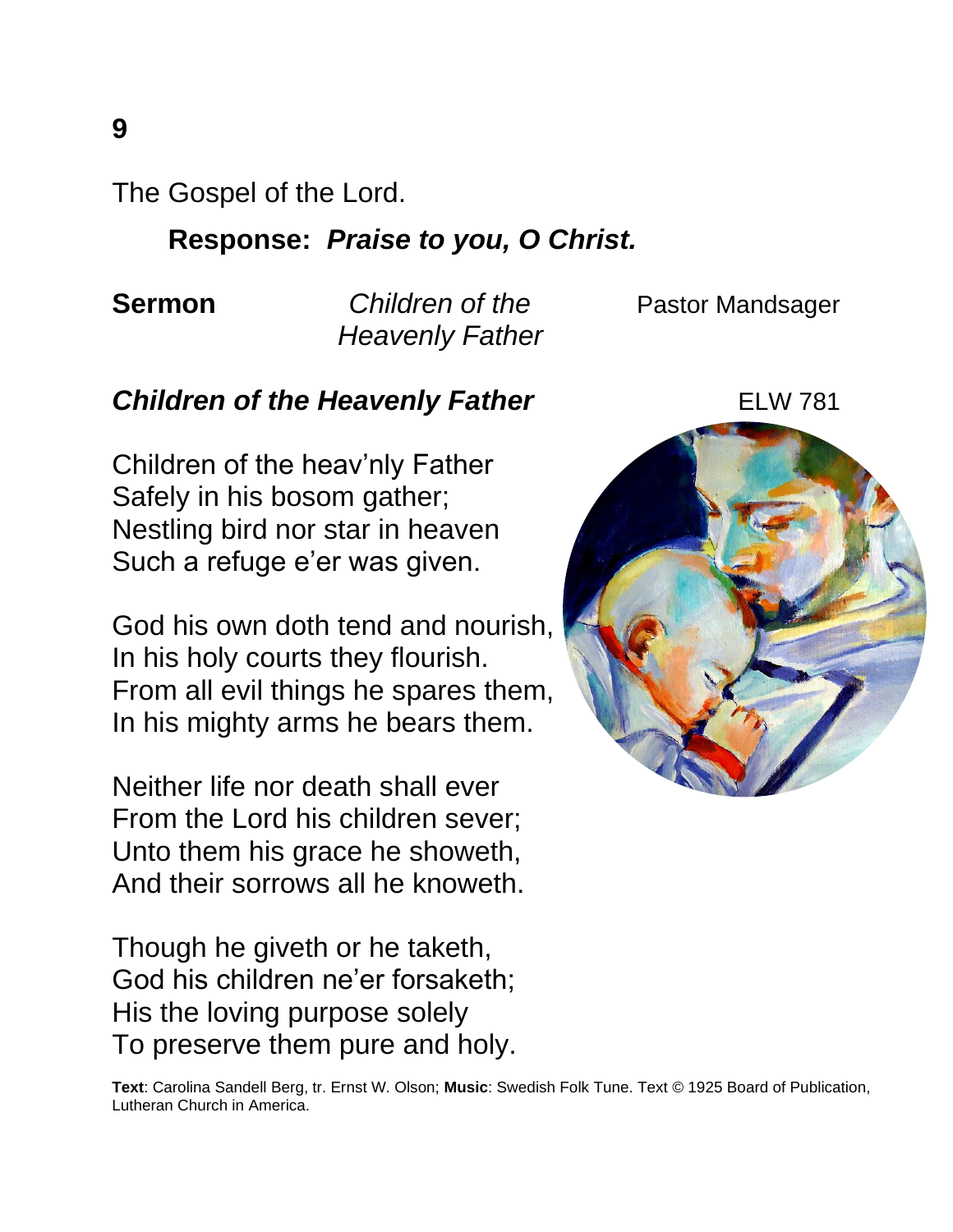The Gospel of the Lord.

**Response:** ***Praise to you, O Christ.***

**Sermon** *Children of the Heavenly Father* Pastor Mandsager

***Children of the Heavenly Father*** ELW 781

Children of the heav'nly Father
Safely in his bosom gather;
Nestling bird nor star in heaven
Such a refuge e'er was given.

God his own doth tend and nourish,
In his holy courts they flourish.
From all evil things he spares them,
In his mighty arms he bears them.

Neither life nor death shall ever
From the Lord his children sever;
Unto them his grace he showeth,
And their sorrows all he knoweth.

Though he giveth or he taketh,
God his children ne'er forsaketh;
His the loving purpose solely
To preserve them pure and holy.

**Text**: Carolina Sandell Berg, tr. Ernst W. Olson; **Music**: Swedish Folk Tune. Text © 1925 Board of Publication, Lutheran Church in America.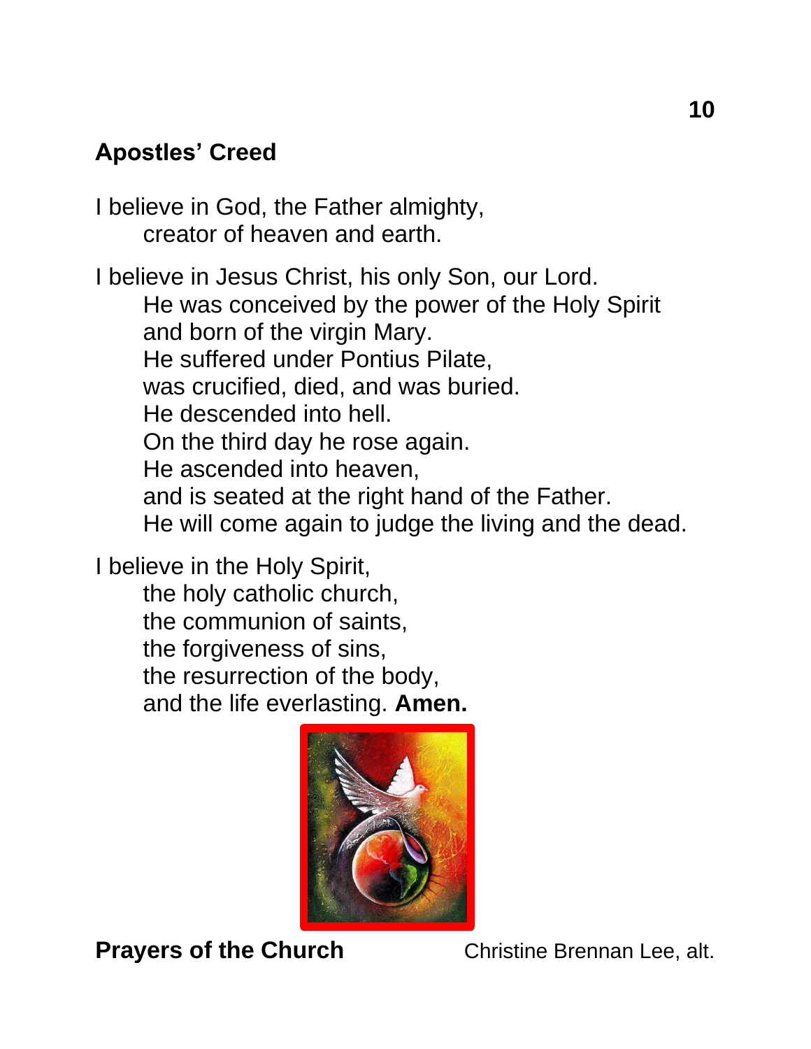## Apostles' Creed

I believe in God, the Father almighty,
  creator of heaven and earth.

I believe in Jesus Christ, his only Son, our Lord.
  He was conceived by the power of the Holy Spirit
  and born of the virgin Mary.
  He suffered under Pontius Pilate,
  was crucified, died, and was buried.
  He descended into hell.
  On the third day he rose again.
  He ascended into heaven,
  and is seated at the right hand of the Father.
  He will come again to judge the living and the dead.

I believe in the Holy Spirit,
  the holy catholic church,
  the communion of saints,
  the forgiveness of sins,
  the resurrection of the body,
  and the life everlasting. **Amen.**

## Prayers of the Church

Christine Brennan Lee, alt.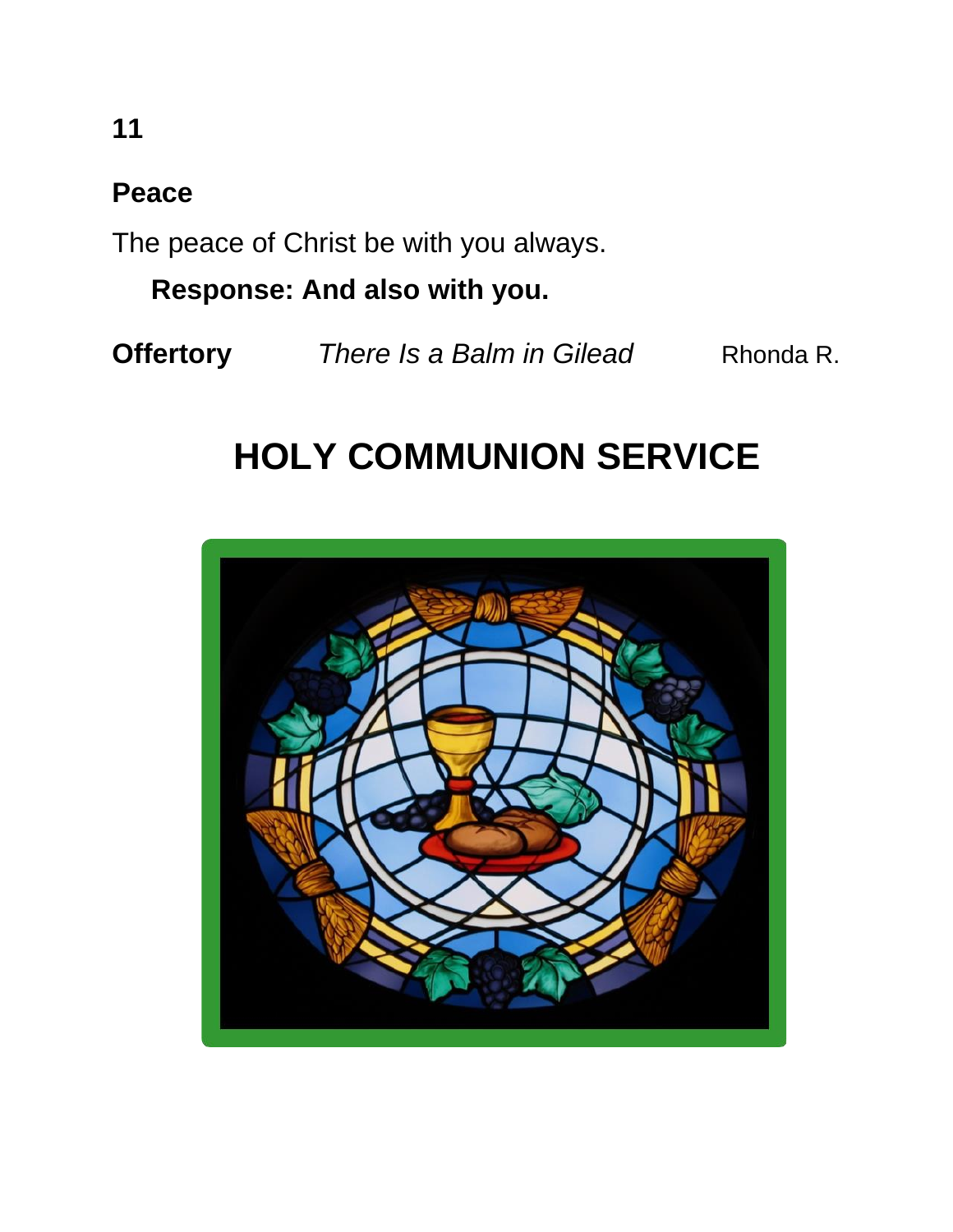**Peace**

The peace of Christ be with you always.

**Response: And also with you.**

**Offertory** *There Is a Balm in Gilead* Rhonda R.

# HOLY COMMUNION SERVICE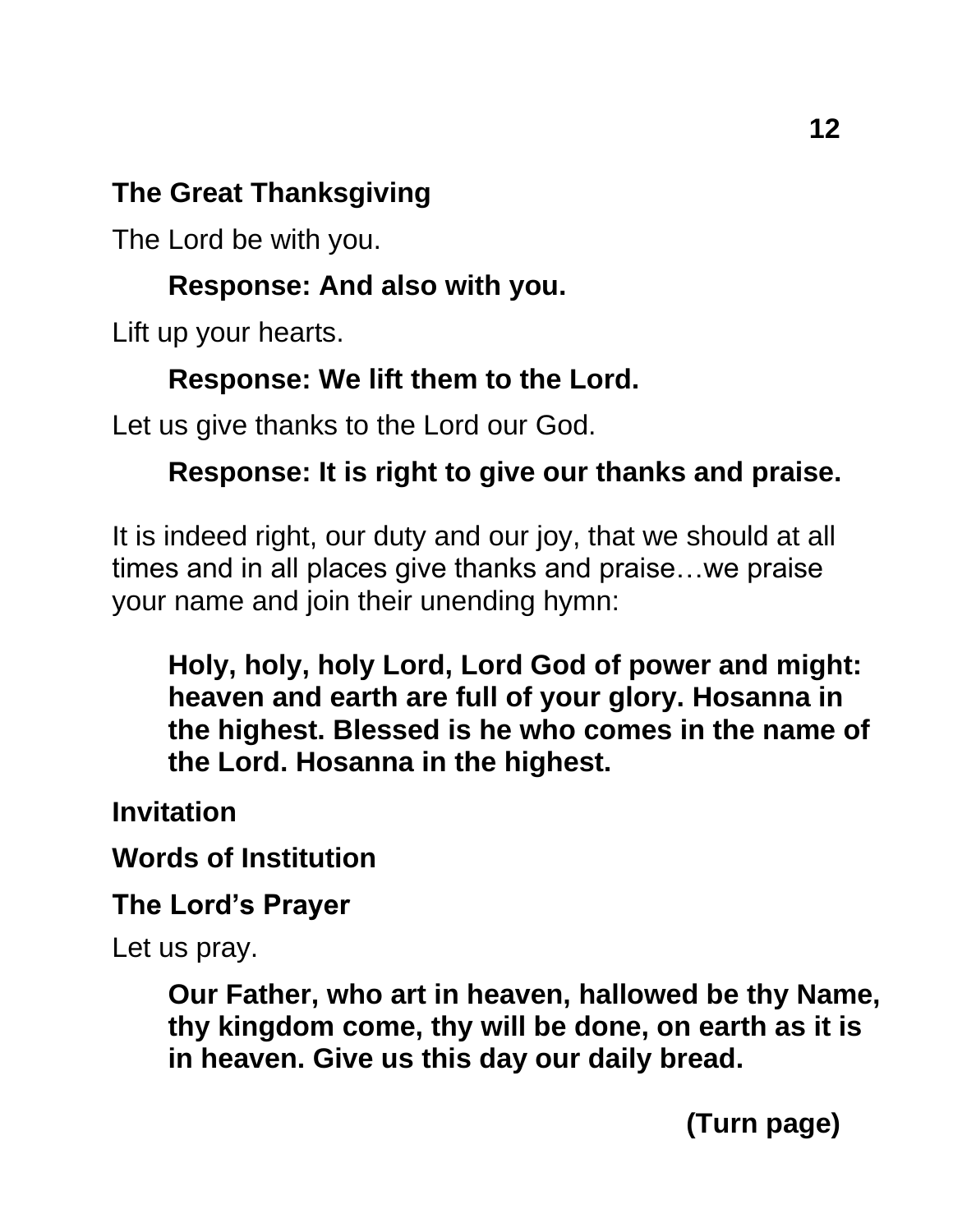## The Great Thanksgiving

The Lord be with you.

> **Response: And also with you.**

Lift up your hearts.

> **Response: We lift them to the Lord.**

Let us give thanks to the Lord our God.

> **Response: It is right to give our thanks and praise.**

It is indeed right, our duty and our joy, that we should at all times and in all places give thanks and praise…we praise your name and join their unending hymn:

> **Holy, holy, holy Lord, Lord God of power and might: heaven and earth are full of your glory. Hosanna in the highest. Blessed is he who comes in the name of the Lord. Hosanna in the highest.**

## Invitation

## Words of Institution

## The Lord's Prayer

Let us pray.

> **Our Father, who art in heaven, hallowed be thy Name, thy kingdom come, thy will be done, on earth as it is in heaven. Give us this day our daily bread.**

**(Turn page)**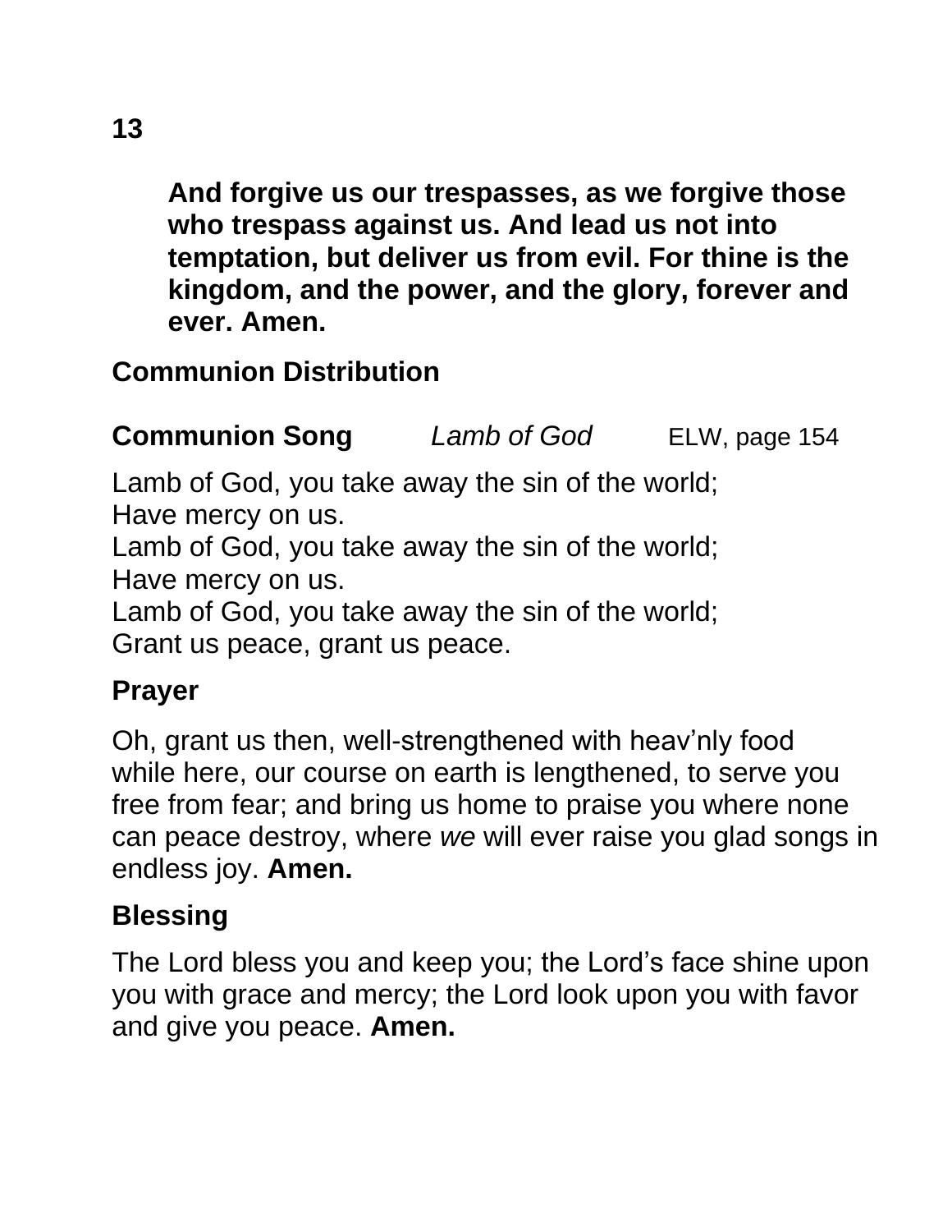**And forgive us our trespasses, as we forgive those who trespass against us. And lead us not into temptation, but deliver us from evil. For thine is the kingdom, and the power, and the glory, forever and ever. Amen.**

## Communion Distribution

## Communion Song *Lamb of God* ELW, page 154

Lamb of God, you take away the sin of the world;
Have mercy on us.
Lamb of God, you take away the sin of the world;
Have mercy on us.
Lamb of God, you take away the sin of the world;
Grant us peace, grant us peace.

## Prayer

Oh, grant us then, well-strengthened with heav'nly food while here, our course on earth is lengthened, to serve you free from fear; and bring us home to praise you where none can peace destroy, where *we* will ever raise you glad songs in endless joy. **Amen.**

## Blessing

The Lord bless you and keep you; the Lord's face shine upon you with grace and mercy; the Lord look upon you with favor and give you peace. **Amen.**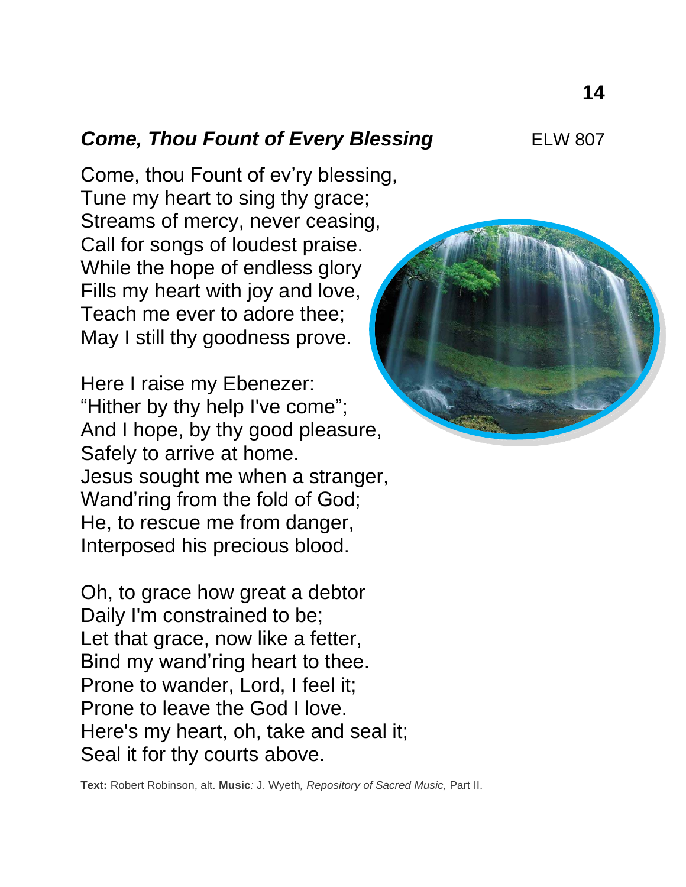## *Come, Thou Fount of Every Blessing* ELW 807

Come, thou Fount of ev'ry blessing,
Tune my heart to sing thy grace;
Streams of mercy, never ceasing,
Call for songs of loudest praise.
While the hope of endless glory
Fills my heart with joy and love,
Teach me ever to adore thee;
May I still thy goodness prove.

Here I raise my Ebenezer:
"Hither by thy help I've come";
And I hope, by thy good pleasure,
Safely to arrive at home.
Jesus sought me when a stranger,
Wand'ring from the fold of God;
He, to rescue me from danger,
Interposed his precious blood.

Oh, to grace how great a debtor
Daily I'm constrained to be;
Let that grace, now like a fetter,
Bind my wand'ring heart to thee.
Prone to wander, Lord, I feel it;
Prone to leave the God I love.
Here's my heart, oh, take and seal it;
Seal it for thy courts above.

**Text:** Robert Robinson, alt. **Music***:* J. Wyeth*, Repository of Sacred Music,* Part II.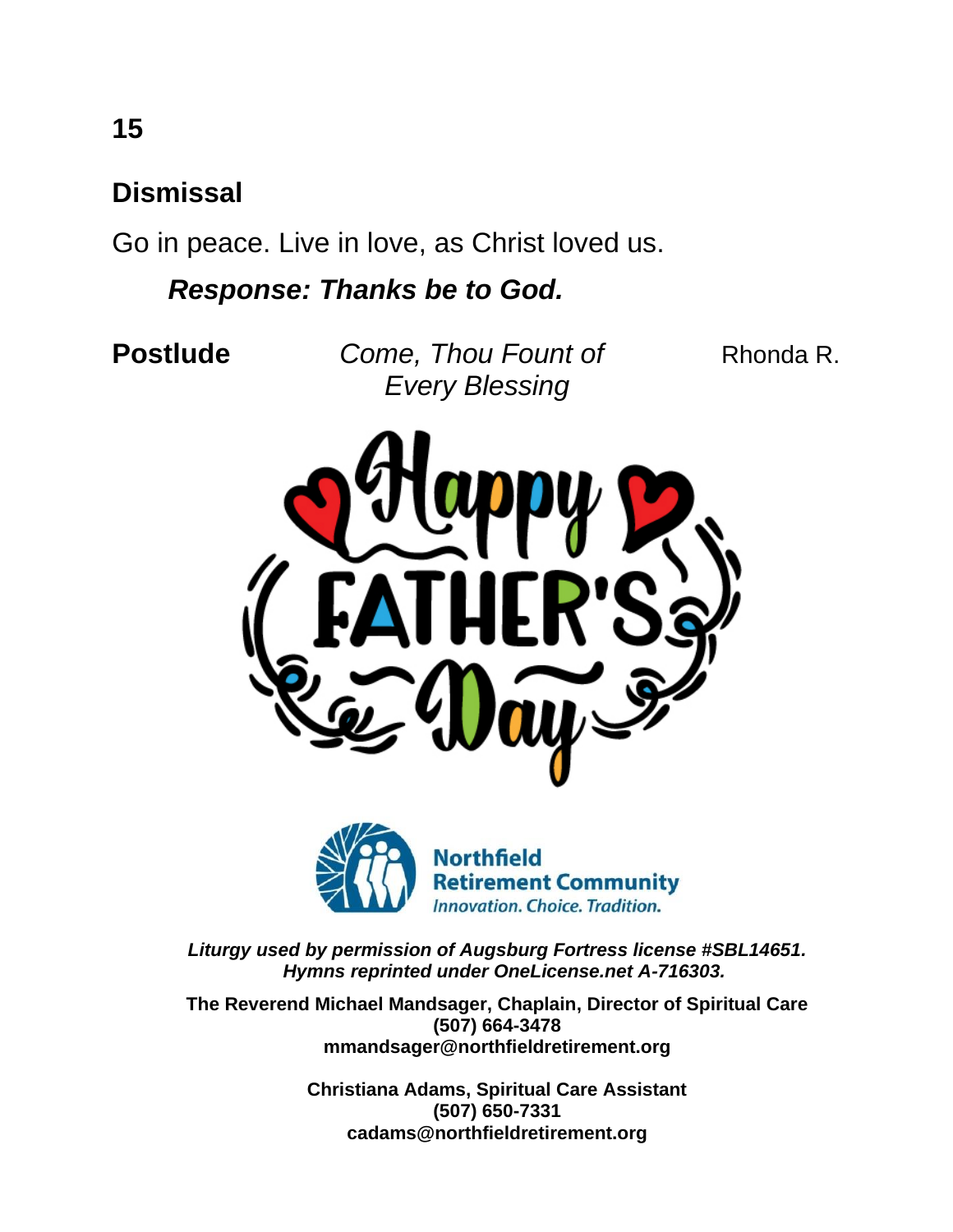## Dismissal

Go in peace. Live in love, as Christ loved us.

***Response: Thanks be to God.***

**Postlude** *Come, Thou Fount of Every Blessing* Rhonda R.

Happy FATHER'S Day

Northfield Retirement Community
Innovation. Choice. Tradition.

***Liturgy used by permission of Augsburg Fortress license #SBL14651.***
***Hymns reprinted under OneLicense.net A-716303.***

**The Reverend Michael Mandsager, Chaplain, Director of Spiritual Care**
**(507) 664-3478**
**mmandsager@northfieldretirement.org**

**Christiana Adams, Spiritual Care Assistant**
**(507) 650-7331**
**cadams@northfieldretirement.org**